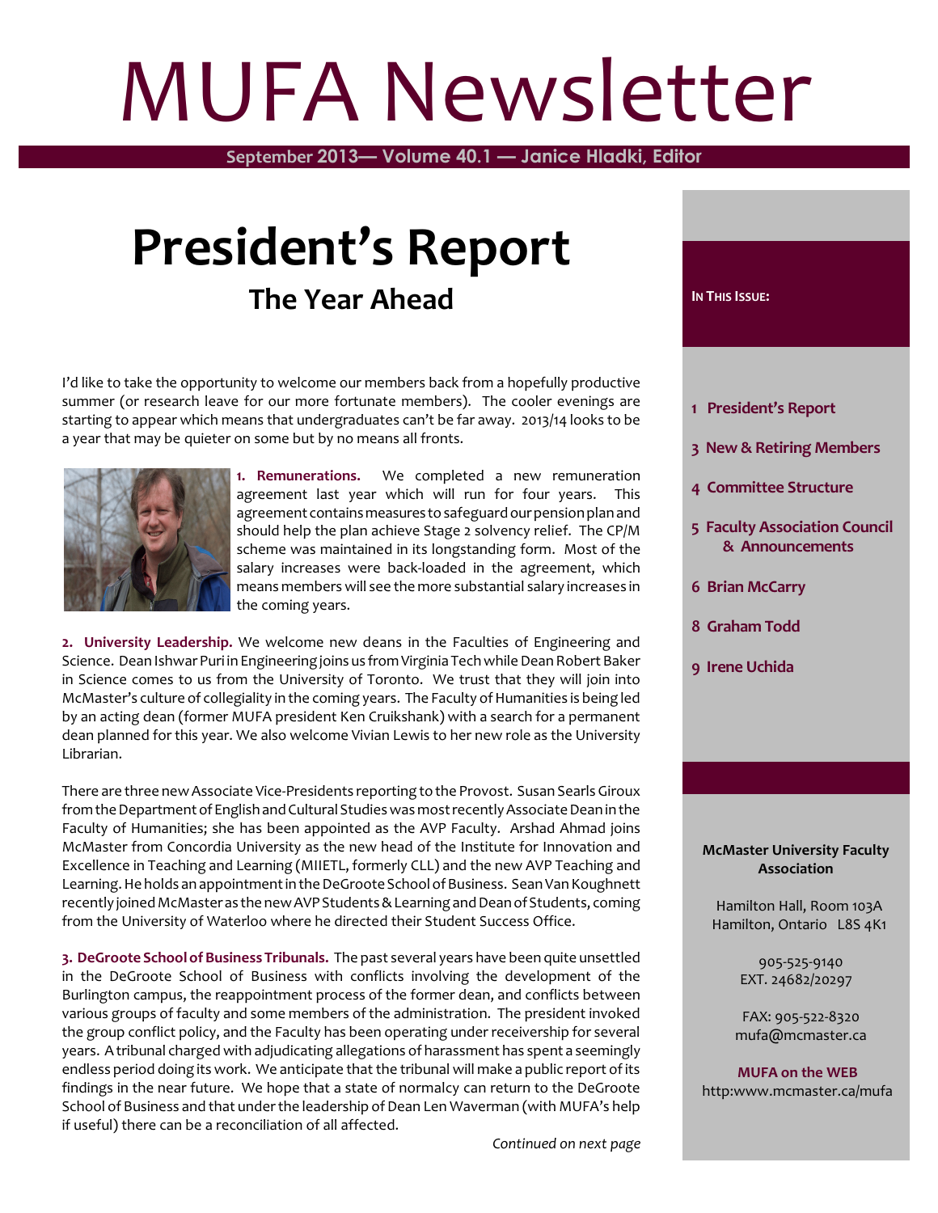# MUFA Newsletter

September 2013— Volume 40.1 — Janice Hladki, Editor

# President's Report

## The Year Ahead

I'd like to take the opportunity to welcome our members back from a hopefully productive summer (or research leave for our more fortunate members). The cooler evenings are starting to appear which means that undergraduates can't be far away. 2013/14 looks to be a year that may be quieter on some but by no means all fronts.

**1. Remunerations.** We completed a new remuneration agreement last year which will run for four years. This agreement contains measures to safeguard our pension plan and should help the plan achieve Stage 2 solvency relief. The CP/M scheme was maintained in its longstanding form. Most of the salary increases were back-loaded in the agreement, which means members will see the more substantial salary increases in the coming years.

**2. University Leadership.** We welcome new deans in the Faculties of Engineering and Science. Dean Ishwar Puri in Engineering joins us from Virginia Tech while Dean Robert Baker in Science comes to us from the University of Toronto. We trust that they will join into McMaster's culture of collegiality in the coming years. The Faculty of Humanities is being led by an acting dean (former MUFA president Ken Cruikshank) with a search for a permanent dean planned for this year. We also welcome Vivian Lewis to her new role as the University Librarian.

There are three new Associate Vice-Presidents reporting to the Provost. Susan Searls Giroux from the Department of English and Cultural Studies was most recently Associate Dean in the Faculty of Humanities; she has been appointed as the AVP Faculty. Arshad Ahmad joins McMaster from Concordia University as the new head of the Institute for Innovation and Excellence in Teaching and Learning (MIIETL, formerly CLL) and the new AVP Teaching and Learning. He holds an appointment in the DeGroote School of Business. Sean Van Koughnett recently joined McMaster as the new AVP Students & Learning and Dean of Students, coming from the University of Waterloo where he directed their Student Success Office.

**3. DeGroote School of Business Tribunals.** The past several years have been quite unsettled in the DeGroote School of Business with conflicts involving the development of the Burlington campus, the reappointment process of the former dean, and conflicts between various groups of faculty and some members of the administration. The president invoked the group conflict policy, and the Faculty has been operating under receivership for several years. A tribunal charged with adjudicating allegations of harassment has spent a seemingly endless period doing its work. We anticipate that the tribunal will make a public report of its findings in the near future. We hope that a state of normalcy can return to the DeGroote School of Business and that under the leadership of Dean Len Waverman (with MUFA's help if useful) there can be a reconciliation of all affected.

*Continued on next page*

**In This Issue:**

- 1 President's Report
- 3 New & Retiring Members
- 4 Committee Structure
- 5 Faculty Association Council & Announcements
- 6 Brian McCarry
- 8 Graham Todd
- 9 Irene Uchida

**McMaster University Faculty Association**

Hamilton Hall, Room 103A
Hamilton, Ontario L8S 4K1

905-525-9140
EXT. 24682/20297

FAX: 905-522-8320
mufa@mcmaster.ca

**MUFA on the WEB**
http:www.mcmaster.ca/mufa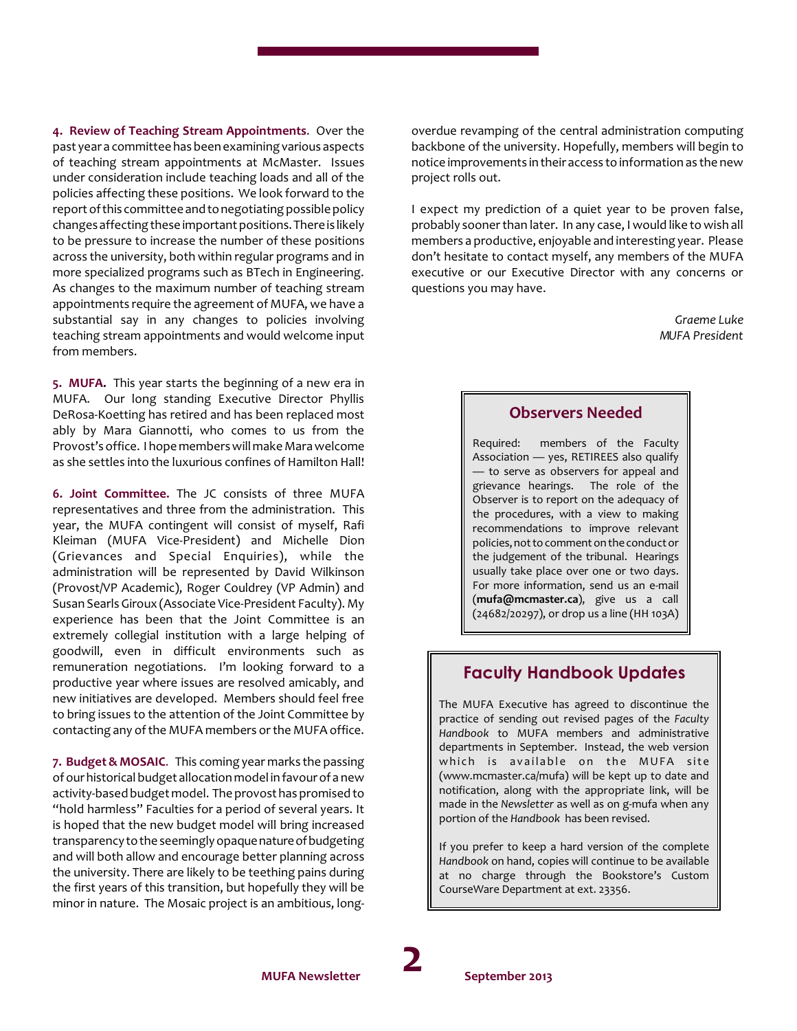**4. Review of Teaching Stream Appointments**. Over the past year a committee has been examining various aspects of teaching stream appointments at McMaster. Issues under consideration include teaching loads and all of the policies affecting these positions. We look forward to the report of this committee and to negotiating possible policy changes affecting these important positions. There is likely to be pressure to increase the number of these positions across the university, both within regular programs and in more specialized programs such as BTech in Engineering. As changes to the maximum number of teaching stream appointments require the agreement of MUFA, we have a substantial say in any changes to policies involving teaching stream appointments and would welcome input from members.

**5. MUFA.** This year starts the beginning of a new era in MUFA. Our long standing Executive Director Phyllis DeRosa-Koetting has retired and has been replaced most ably by Mara Giannotti, who comes to us from the Provost's office. I hope members will make Mara welcome as she settles into the luxurious confines of Hamilton Hall!

**6. Joint Committee.** The JC consists of three MUFA representatives and three from the administration. This year, the MUFA contingent will consist of myself, Rafi Kleiman (MUFA Vice-President) and Michelle Dion (Grievances and Special Enquiries), while the administration will be represented by David Wilkinson (Provost/VP Academic), Roger Couldrey (VP Admin) and Susan Searls Giroux (Associate Vice-President Faculty). My experience has been that the Joint Committee is an extremely collegial institution with a large helping of goodwill, even in difficult environments such as remuneration negotiations. I'm looking forward to a productive year where issues are resolved amicably, and new initiatives are developed. Members should feel free to bring issues to the attention of the Joint Committee by contacting any of the MUFA members or the MUFA office.

**7. Budget & MOSAIC**. This coming year marks the passing of our historical budget allocation model in favour of a new activity-based budget model. The provost has promised to "hold harmless" Faculties for a period of several years. It is hoped that the new budget model will bring increased transparency to the seemingly opaque nature of budgeting and will both allow and encourage better planning across the university. There are likely to be teething pains during the first years of this transition, but hopefully they will be minor in nature. The Mosaic project is an ambitious, long-overdue revamping of the central administration computing backbone of the university. Hopefully, members will begin to notice improvements in their access to information as the new project rolls out.

I expect my prediction of a quiet year to be proven false, probably sooner than later. In any case, I would like to wish all members a productive, enjoyable and interesting year. Please don't hesitate to contact myself, any members of the MUFA executive or our Executive Director with any concerns or questions you may have.

*Graeme Luke*
*MUFA President*

## Observers Needed

Required: members of the Faculty Association — yes, RETIREES also qualify — to serve as observers for appeal and grievance hearings. The role of the Observer is to report on the adequacy of the procedures, with a view to making recommendations to improve relevant policies, not to comment on the conduct or the judgement of the tribunal. Hearings usually take place over one or two days. For more information, send us an e-mail (**mufa@mcmaster.ca**), give us a call (24682/20297), or drop us a line (HH 103A)

## Faculty Handbook Updates

The MUFA Executive has agreed to discontinue the practice of sending out revised pages of the *Faculty Handbook* to MUFA members and administrative departments in September. Instead, the web version which is available on the MUFA site (www.mcmaster.ca/mufa) will be kept up to date and notification, along with the appropriate link, will be made in the *Newsletter* as well as on g-mufa when any portion of the *Handbook* has been revised.

If you prefer to keep a hard version of the complete *Handbook* on hand, copies will continue to be available at no charge through the Bookstore's Custom CourseWare Department at ext. 23356.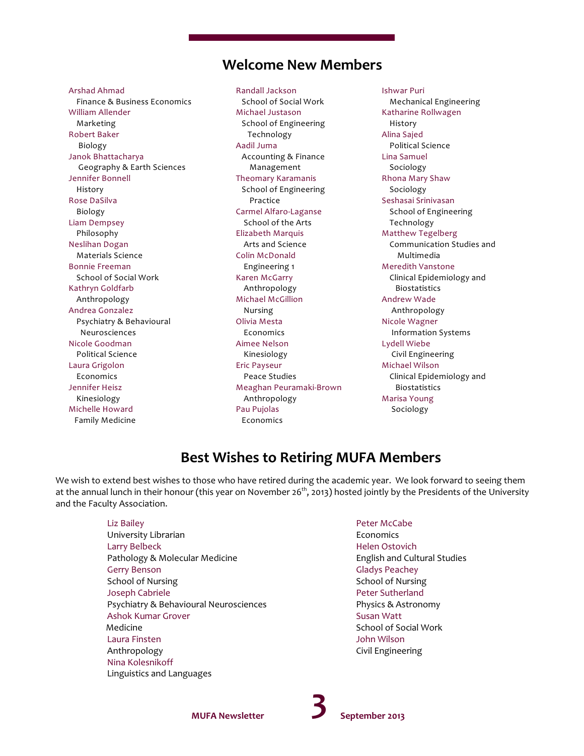## Welcome New Members

Arshad Ahmad
Finance & Business Economics

William Allender
Marketing

Robert Baker
Biology

Janok Bhattacharya
Geography & Earth Sciences

Jennifer Bonnell
History

Rose DaSilva
Biology

Liam Dempsey
Philosophy

Neslihan Dogan
Materials Science

Bonnie Freeman
School of Social Work

Kathryn Goldfarb
Anthropology

Andrea Gonzalez
Psychiatry & Behavioural Neurosciences

Nicole Goodman
Political Science

Laura Grigolon
Economics

Jennifer Heisz
Kinesiology

Michelle Howard
Family Medicine

Randall Jackson
School of Social Work

Michael Justason
School of Engineering Technology

Aadil Juma
Accounting & Finance Management

Theomary Karamanis
School of Engineering Practice

Carmel Alfaro-Laganse
School of the Arts

Elizabeth Marquis
Arts and Science

Colin McDonald
Engineering 1

Karen McGarry
Anthropology

Michael McGillion
Nursing

Olivia Mesta
Economics

Aimee Nelson
Kinesiology

Eric Payseur
Peace Studies

Meaghan Peuramaki-Brown
Anthropology

Pau Pujolas
Economics

Ishwar Puri
Mechanical Engineering

Katharine Rollwagen
History

Alina Sajed
Political Science

Lina Samuel
Sociology

Rhona Mary Shaw
Sociology

Seshasai Srinivasan
School of Engineering Technology

Matthew Tegelberg
Communication Studies and Multimedia

Meredith Vanstone
Clinical Epidemiology and Biostatistics

Andrew Wade
Anthropology

Nicole Wagner
Information Systems

Lydell Wiebe
Civil Engineering

Michael Wilson
Clinical Epidemiology and Biostatistics

Marisa Young
Sociology

## Best Wishes to Retiring MUFA Members

We wish to extend best wishes to those who have retired during the academic year. We look forward to seeing them at the annual lunch in their honour (this year on November 26th, 2013) hosted jointly by the Presidents of the University and the Faculty Association.

Liz Bailey
University Librarian

Larry Belbeck
Pathology & Molecular Medicine

Gerry Benson
School of Nursing

Joseph Cabriele
Psychiatry & Behavioural Neurosciences

Ashok Kumar Grover
Medicine

Laura Finsten
Anthropology

Nina Kolesnikoff
Linguistics and Languages

Peter McCabe
Economics

Helen Ostovich
English and Cultural Studies

Gladys Peachey
School of Nursing

Peter Sutherland
Physics & Astronomy

Susan Watt
School of Social Work

John Wilson
Civil Engineering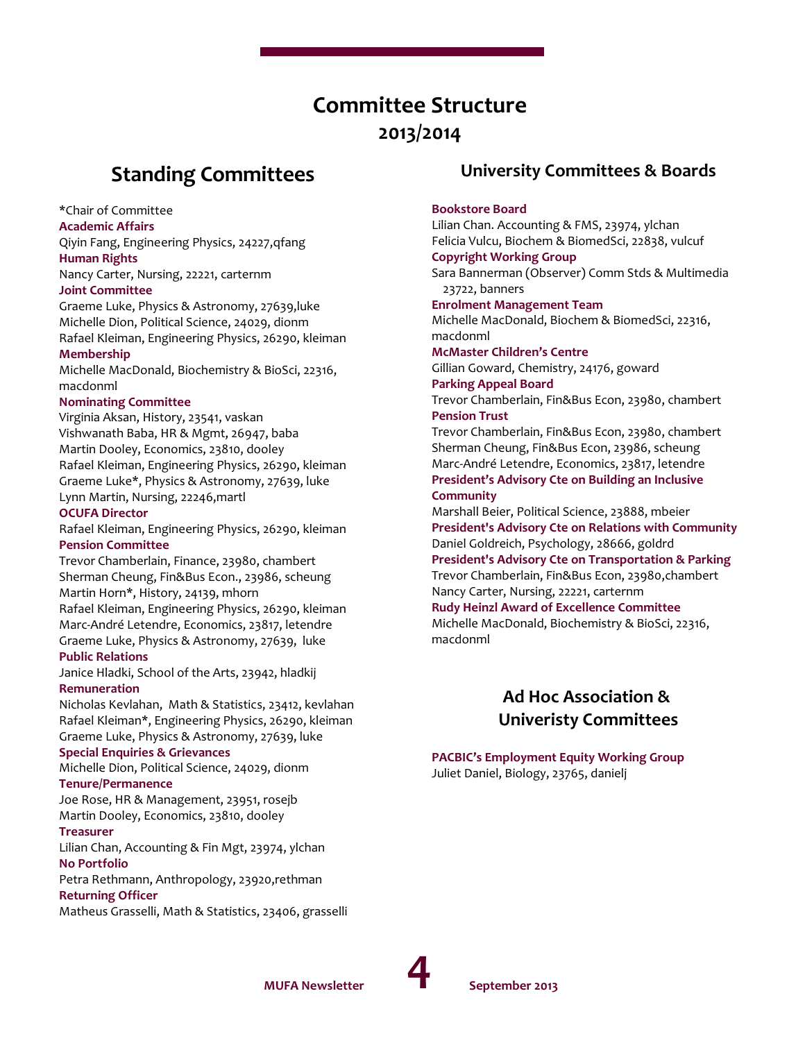# Committee Structure
## 2013/2014

## Standing Committees

*Chair of Committee

**Academic Affairs**
Qiyin Fang, Engineering Physics, 24227,qfang

**Human Rights**
Nancy Carter, Nursing, 22221, carternm

**Joint Committee**
Graeme Luke, Physics & Astronomy, 27639,luke
Michelle Dion, Political Science, 24029, dionm
Rafael Kleiman, Engineering Physics, 26290, kleiman

**Membership**
Michelle MacDonald, Biochemistry & BioSci, 22316, macdonml

**Nominating Committee**
Virginia Aksan, History, 23541, vaskan
Vishwanath Baba, HR & Mgmt, 26947, baba
Martin Dooley, Economics, 23810, dooley
Rafael Kleiman, Engineering Physics, 26290, kleiman
Graeme Luke*, Physics & Astronomy, 27639, luke
Lynn Martin, Nursing, 22246,martl

**OCUFA Director**
Rafael Kleiman, Engineering Physics, 26290, kleiman

**Pension Committee**
Trevor Chamberlain, Finance, 23980, chambert
Sherman Cheung, Fin&Bus Econ., 23986, scheung
Martin Horn*, History, 24139, mhorn
Rafael Kleiman, Engineering Physics, 26290, kleiman
Marc-André Letendre, Economics, 23817, letendre
Graeme Luke, Physics & Astronomy, 27639, luke

**Public Relations**
Janice Hladki, School of the Arts, 23942, hladkij

**Remuneration**
Nicholas Kevlahan, Math & Statistics, 23412, kevlahan
Rafael Kleiman*, Engineering Physics, 26290, kleiman
Graeme Luke, Physics & Astronomy, 27639, luke

**Special Enquiries & Grievances**
Michelle Dion, Political Science, 24029, dionm

**Tenure/Permanence**
Joe Rose, HR & Management, 23951, rosejb
Martin Dooley, Economics, 23810, dooley

**Treasurer**
Lilian Chan, Accounting & Fin Mgt, 23974, ylchan

**No Portfolio**
Petra Rethmann, Anthropology, 23920,rethman

**Returning Officer**
Matheus Grasselli, Math & Statistics, 23406, grasselli

## University Committees & Boards

**Bookstore Board**
Lilian Chan. Accounting & FMS, 23974, ylchan
Felicia Vulcu, Biochem & BiomedSci, 22838, vulcuf

**Copyright Working Group**
Sara Bannerman (Observer) Comm Stds & Multimedia 23722, banners

**Enrolment Management Team**
Michelle MacDonald, Biochem & BiomedSci, 22316, macdonml

**McMaster Children's Centre**
Gillian Goward, Chemistry, 24176, goward

**Parking Appeal Board**
Trevor Chamberlain, Fin&Bus Econ, 23980, chambert

**Pension Trust**
Trevor Chamberlain, Fin&Bus Econ, 23980, chambert
Sherman Cheung, Fin&Bus Econ, 23986, scheung
Marc-André Letendre, Economics, 23817, letendre

**President's Advisory Cte on Building an Inclusive Community**
Marshall Beier, Political Science, 23888, mbeier

**President's Advisory Cte on Relations with Community**
Daniel Goldreich, Psychology, 28666, goldrd

**President's Advisory Cte on Transportation & Parking**
Trevor Chamberlain, Fin&Bus Econ, 23980,chambert
Nancy Carter, Nursing, 22221, carternm

**Rudy Heinzl Award of Excellence Committee**
Michelle MacDonald, Biochemistry & BioSci, 22316, macdonml

## Ad Hoc Association & Univeristy Committees

**PACBIC's Employment Equity Working Group**
Juliet Daniel, Biology, 23765, danielj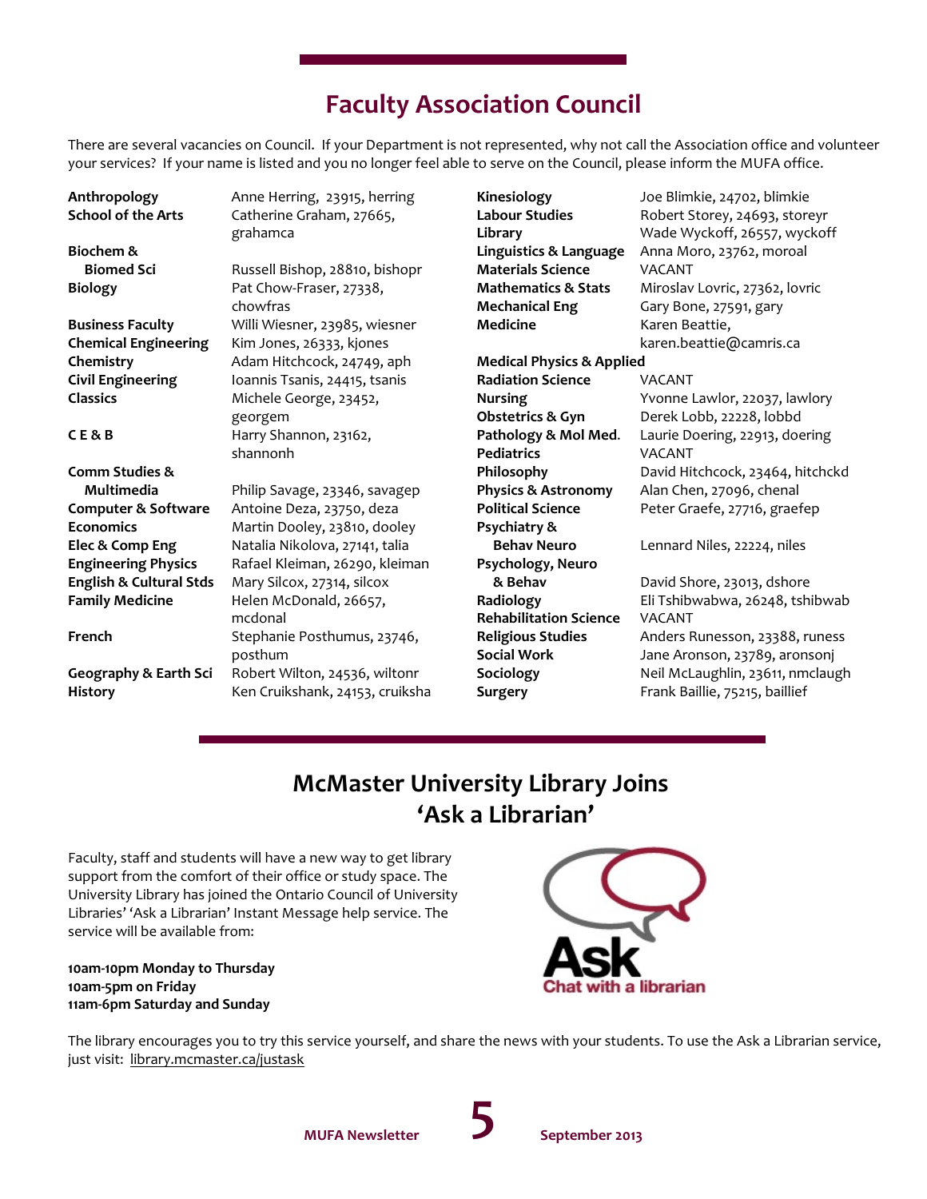# Faculty Association Council

There are several vacancies on Council. If your Department is not represented, why not call the Association office and volunteer your services? If your name is listed and you no longer feel able to serve on the Council, please inform the MUFA office.

| | |
|---|---|
| **Anthropology** | Anne Herring, 23915, herring |
| **School of the Arts** | Catherine Graham, 27665, grahamca |
| **Biochem & Biomed Sci** | Russell Bishop, 28810, bishopr |
| **Biology** | Pat Chow-Fraser, 27338, chowfras |
| **Business Faculty** | Willi Wiesner, 23985, wiesner |
| **Chemical Engineering** | Kim Jones, 26333, kjones |
| **Chemistry** | Adam Hitchcock, 24749, aph |
| **Civil Engineering** | Ioannis Tsanis, 24415, tsanis |
| **Classics** | Michele George, 23452, georgem |
| **C E & B** | Harry Shannon, 23162, shannonh |
| **Comm Studies & Multimedia** | Philip Savage, 23346, savagep |
| **Computer & Software** | Antoine Deza, 23750, deza |
| **Economics** | Martin Dooley, 23810, dooley |
| **Elec & Comp Eng** | Natalia Nikolova, 27141, talia |
| **Engineering Physics** | Rafael Kleiman, 26290, kleiman |
| **English & Cultural Stds** | Mary Silcox, 27314, silcox |
| **Family Medicine** | Helen McDonald, 26657, mcdonal |
| **French** | Stephanie Posthumus, 23746, posthum |
| **Geography & Earth Sci** | Robert Wilton, 24536, wiltonr |
| **History** | Ken Cruikshank, 24153, cruiksha |
| **Kinesiology** | Joe Blimkie, 24702, blimkie |
| **Labour Studies** | Robert Storey, 24693, storeyr |
| **Library** | Wade Wyckoff, 26557, wyckoff |
| **Linguistics & Language** | Anna Moro, 23762, moroal |
| **Materials Science** | VACANT |
| **Mathematics & Stats** | Miroslav Lovric, 27362, lovric |
| **Mechanical Eng** | Gary Bone, 27591, gary |
| **Medicine** | Karen Beattie, karen.beattie@camris.ca |
| **Medical Physics & Applied Radiation Science** | VACANT |
| **Nursing** | Yvonne Lawlor, 22037, lawlory |
| **Obstetrics & Gyn** | Derek Lobb, 22228, lobbd |
| **Pathology & Mol Med.** | Laurie Doering, 22913, doering |
| **Pediatrics** | VACANT |
| **Philosophy** | David Hitchcock, 23464, hitchckd |
| **Physics & Astronomy** | Alan Chen, 27096, chenal |
| **Political Science** | Peter Graefe, 27716, graefep |
| **Psychiatry & Behav Neuro** | Lennard Niles, 22224, niles |
| **Psychology, Neuro & Behav** | David Shore, 23013, dshore |
| **Radiology** | Eli Tshibwabwa, 26248, tshibwab |
| **Rehabilitation Science** | VACANT |
| **Religious Studies** | Anders Runesson, 23388, runess |
| **Social Work** | Jane Aronson, 23789, aronsonj |
| **Sociology** | Neil McLaughlin, 23611, nmclaugh |
| **Surgery** | Frank Baillie, 75215, baillief |

# McMaster University Library Joins 'Ask a Librarian'

Faculty, staff and students will have a new way to get library support from the comfort of their office or study space. The University Library has joined the Ontario Council of University Libraries' 'Ask a Librarian' Instant Message help service. The service will be available from:

**10am-10pm Monday to Thursday**
**10am-5pm on Friday**
**11am-6pm Saturday and Sunday**

Ask
Chat with a librarian

The library encourages you to try this service yourself, and share the news with your students. To use the Ask a Librarian service, just visit: library.mcmaster.ca/justask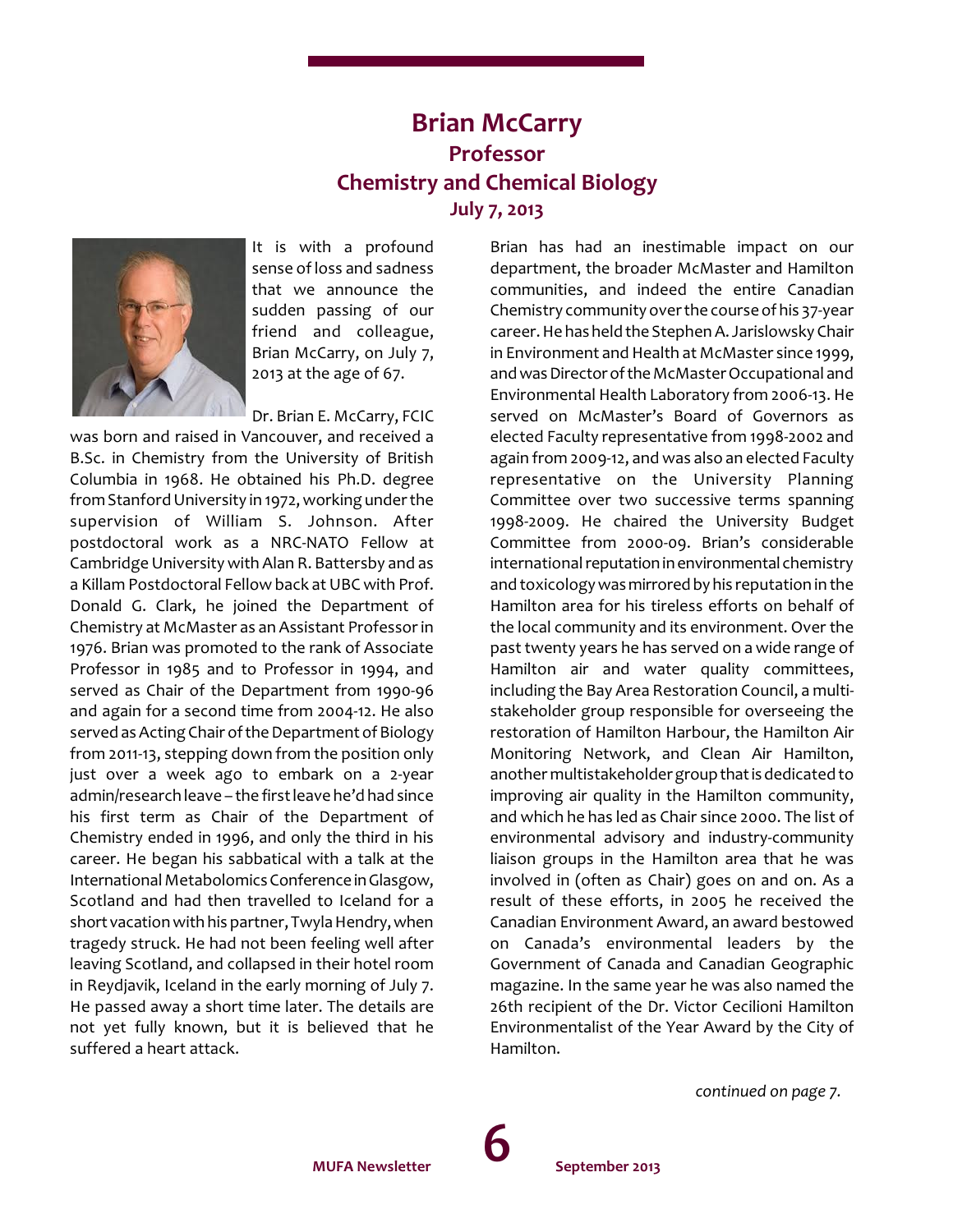# Brian McCarry
## Professor
## Chemistry and Chemical Biology
### July 7, 2013

It is with a profound sense of loss and sadness that we announce the sudden passing of our friend and colleague, Brian McCarry, on July 7, 2013 at the age of 67.

Dr. Brian E. McCarry, FCIC was born and raised in Vancouver, and received a B.Sc. in Chemistry from the University of British Columbia in 1968. He obtained his Ph.D. degree from Stanford University in 1972, working under the supervision of William S. Johnson. After postdoctoral work as a NRC-NATO Fellow at Cambridge University with Alan R. Battersby and as a Killam Postdoctoral Fellow back at UBC with Prof. Donald G. Clark, he joined the Department of Chemistry at McMaster as an Assistant Professor in 1976. Brian was promoted to the rank of Associate Professor in 1985 and to Professor in 1994, and served as Chair of the Department from 1990-96 and again for a second time from 2004-12. He also served as Acting Chair of the Department of Biology from 2011-13, stepping down from the position only just over a week ago to embark on a 2-year admin/research leave – the first leave he'd had since his first term as Chair of the Department of Chemistry ended in 1996, and only the third in his career. He began his sabbatical with a talk at the International Metabolomics Conference in Glasgow, Scotland and then travelled to Iceland for a short vacation with his partner, Twyla Hendry, when tragedy struck. He had not been feeling well after leaving Scotland, and collapsed in their hotel room in Reydjavik, Iceland in the early morning of July 7. He passed away a short time later. The details are not yet fully known, but it is believed that he suffered a heart attack.

Brian has had an inestimable impact on our department, the broader McMaster and Hamilton communities, and indeed the entire Canadian Chemistry community over the course of his 37-year career. He has held the Stephen A. Jarislowsky Chair in Environment and Health at McMaster since 1999, and was Director of the McMaster Occupational and Environmental Health Laboratory from 2006-13. He served on McMaster's Board of Governors as elected Faculty representative from 1998-2002 and again from 2009-12, and was also an elected Faculty representative on the University Planning Committee over two successive terms spanning 1998-2009. He chaired the University Budget Committee from 2000-09. Brian's considerable international reputation in environmental chemistry and toxicology was mirrored by his reputation in the Hamilton area for his tireless efforts on behalf of the local community and its environment. Over the past twenty years he has served on a wide range of Hamilton air and water quality committees, including the Bay Area Restoration Council, a multi-stakeholder group responsible for overseeing the restoration of Hamilton Harbour, the Hamilton Air Monitoring Network, and Clean Air Hamilton, another multistakeholder group that is dedicated to improving air quality in the Hamilton community, and which he has led as Chair since 2000. The list of environmental advisory and industry-community liaison groups in the Hamilton area that he was involved in (often as Chair) goes on and on. As a result of these efforts, in 2005 he received the Canadian Environment Award, an award bestowed on Canada's environmental leaders by the Government of Canada and Canadian Geographic magazine. In the same year he was also named the 26th recipient of the Dr. Victor Cecilioni Hamilton Environmentalist of the Year Award by the City of Hamilton.

*continued on page 7.*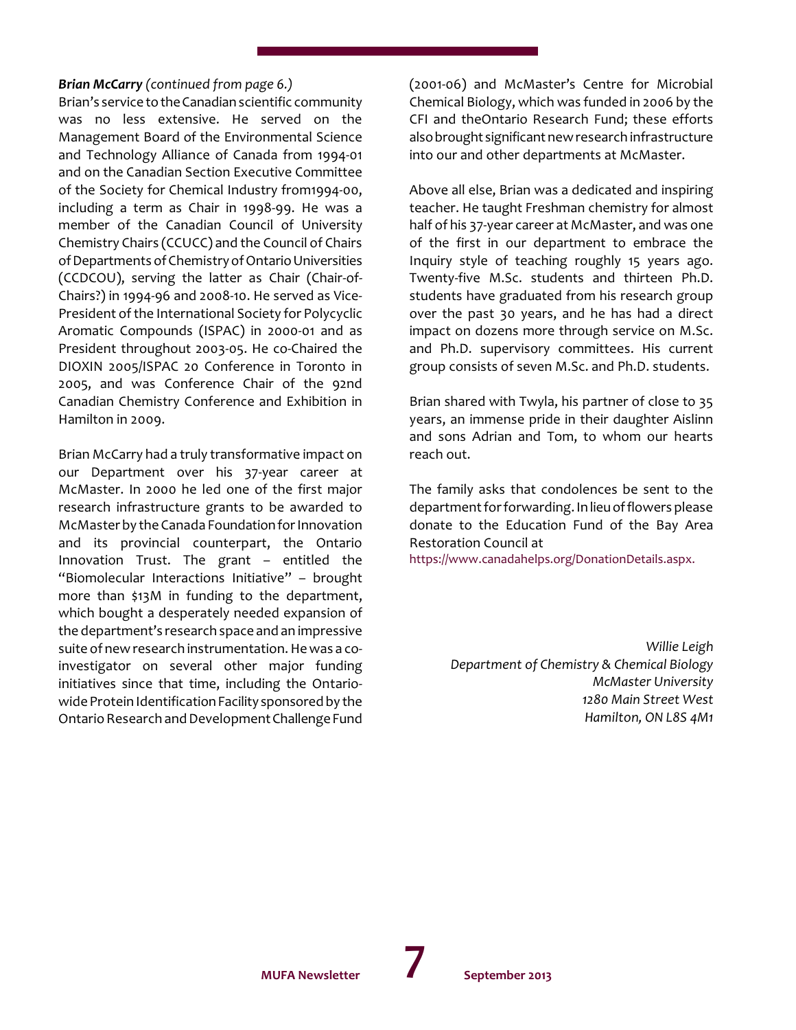***Brian McCarry*** *(continued from page 6.)*

Brian's service to the Canadian scientific community was no less extensive. He served on the Management Board of the Environmental Science and Technology Alliance of Canada from 1994-01 and on the Canadian Section Executive Committee of the Society for Chemical Industry from1994-00, including a term as Chair in 1998-99. He was a member of the Canadian Council of University Chemistry Chairs (CCUCC) and the Council of Chairs of Departments of Chemistry of Ontario Universities (CCDCOU), serving the latter as Chair (Chair-of-Chairs?) in 1994-96 and 2008-10. He served as Vice-President of the International Society for Polycyclic Aromatic Compounds (ISPAC) in 2000-01 and as President throughout 2003-05. He co-Chaired the DIOXIN 2005/ISPAC 20 Conference in Toronto in 2005, and was Conference Chair of the 92nd Canadian Chemistry Conference and Exhibition in Hamilton in 2009.

Brian McCarry had a truly transformative impact on our Department over his 37-year career at McMaster. In 2000 he led one of the first major research infrastructure grants to be awarded to McMaster by the Canada Foundation for Innovation and its provincial counterpart, the Ontario Innovation Trust. The grant – entitled the "Biomolecular Interactions Initiative" – brought more than $13M in funding to the department, which bought a desperately needed expansion of the department's research space and an impressive suite of new research instrumentation. He was a co-investigator on several other major funding initiatives since that time, including the Ontario-wide Protein Identification Facility sponsored by the Ontario Research and Development Challenge Fund (2001-06) and McMaster's Centre for Microbial Chemical Biology, which was funded in 2006 by the CFI and theOntario Research Fund; these efforts also brought significant new research infrastructure into our and other departments at McMaster.

Above all else, Brian was a dedicated and inspiring teacher. He taught Freshman chemistry for almost half of his 37-year career at McMaster, and was one of the first in our department to embrace the Inquiry style of teaching roughly 15 years ago. Twenty-five M.Sc. students and thirteen Ph.D. students have graduated from his research group over the past 30 years, and he has had a direct impact on dozens more through service on M.Sc. and Ph.D. supervisory committees. His current group consists of seven M.Sc. and Ph.D. students.

Brian shared with Twyla, his partner of close to 35 years, an immense pride in their daughter Aislinn and sons Adrian and Tom, to whom our hearts reach out.

The family asks that condolences be sent to the department for forwarding. In lieu of flowers please donate to the Education Fund of the Bay Area Restoration Council at
https://www.canadahelps.org/DonationDetails.aspx.

*Willie Leigh*
*Department of Chemistry & Chemical Biology*
*McMaster University*
*1280 Main Street West*
*Hamilton, ON L8S 4M1*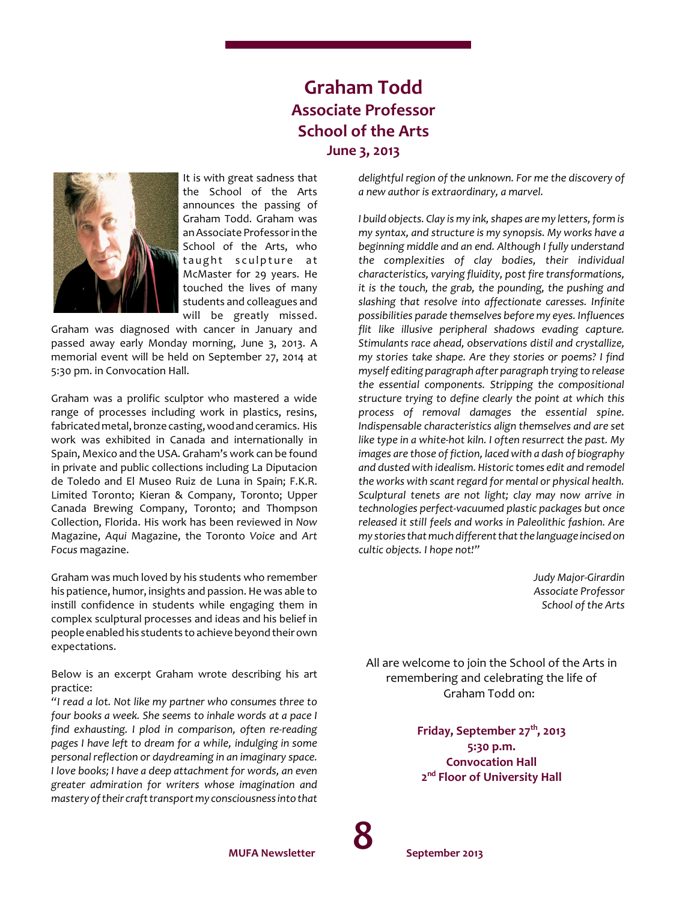# Graham Todd
## Associate Professor
## School of the Arts
### June 3, 2013

It is with great sadness that the School of the Arts announces the passing of Graham Todd. Graham was an Associate Professor in the School of the Arts, who taught sculpture at McMaster for 29 years. He touched the lives of many students and colleagues and will be greatly missed. Graham was diagnosed with cancer in January and passed away early Monday morning, June 3, 2013. A memorial event will be held on September 27, 2014 at 5:30 pm. in Convocation Hall.

Graham was a prolific sculptor who mastered a wide range of processes including work in plastics, resins, fabricated metal, bronze casting, wood and ceramics. His work was exhibited in Canada and internationally in Spain, Mexico and the USA. Graham's work can be found in private and public collections including La Diputacion de Toledo and El Museo Ruiz de Luna in Spain; F.K.R. Limited Toronto; Kieran & Company, Toronto; Upper Canada Brewing Company, Toronto; and Thompson Collection, Florida. His work has been reviewed in *Now* Magazine, *Aqui* Magazine, the Toronto *Voice* and *Art Focus* magazine.

Graham was much loved by his students who remember his patience, humor, insights and passion. He was able to instill confidence in students while engaging them in complex sculptural processes and ideas and his belief in people enabled his students to achieve beyond their own expectations.

Below is an excerpt Graham wrote describing his art practice:

*"I read a lot. Not like my partner who consumes three to four books a week. She seems to inhale words at a pace I find exhausting. I plod in comparison, often re-reading pages I have left to dream for a while, indulging in some personal reflection or daydreaming in an imaginary space. I love books; I have a deep attachment for words, an even greater admiration for writers whose imagination and mastery of their craft transport my consciousness into that delightful region of the unknown. For me the discovery of a new author is extraordinary, a marvel.*

*I build objects. Clay is my ink, shapes are my letters, form is my syntax, and structure is my synopsis. My works have a beginning middle and an end. Although I fully understand the complexities of clay bodies, their individual characteristics, varying fluidity, post fire transformations, it is the touch, the grab, the pounding, the pushing and slashing that resolve into affectionate caresses. Infinite possibilities parade themselves before my eyes. Influences flit like illusive peripheral shadows evading capture. Stimulants race ahead, observations distil and crystallize, my stories take shape. Are they stories or poems? I find myself editing paragraph after paragraph trying to release the essential components. Stripping the compositional structure trying to define clearly the point at which this process of removal damages the essential spine. Indispensable characteristics align themselves and are set like type in a white-hot kiln. I often resurrect the past. My images are those of fiction, laced with a dash of biography and dusted with idealism. Historic tomes edit and remodel the works with scant regard for mental or physical health. Sculptural tenets are not light; clay may now arrive in technologies perfect-vacuumed plastic packages but once released it still feels and works in Paleolithic fashion. Are my stories that much different that the language incised on cultic objects. I hope not!"*

*Judy Major-Girardin*
*Associate Professor*
*School of the Arts*

All are welcome to join the School of the Arts in remembering and celebrating the life of Graham Todd on:

**Friday, September 27th, 2013**
**5:30 p.m.**
**Convocation Hall**
**2nd Floor of University Hall**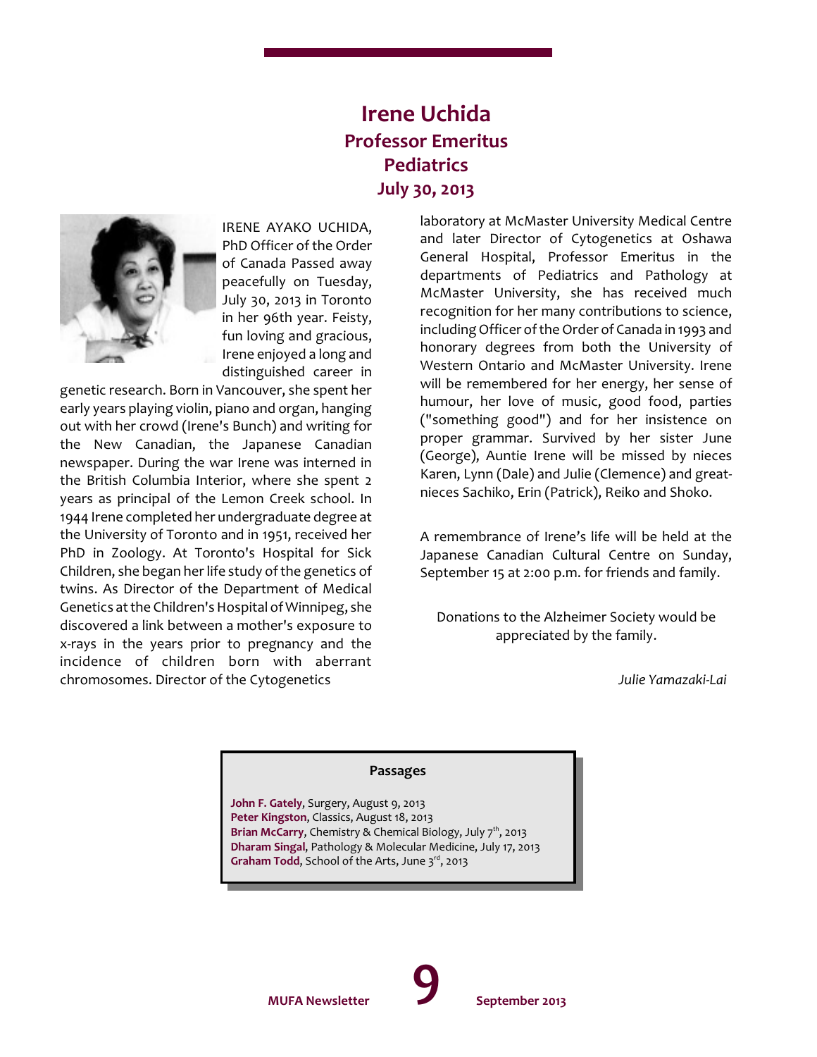# Irene Uchida
## Professor Emeritus
## Pediatrics
## July 30, 2013

IRENE AYAKO UCHIDA, PhD Officer of the Order of Canada Passed away peacefully on Tuesday, July 30, 2013 in Toronto in her 96th year. Feisty, fun loving and gracious, Irene enjoyed a long and distinguished career in genetic research. Born in Vancouver, she spent her early years playing violin, piano and organ, hanging out with her crowd (Irene's Bunch) and writing for the New Canadian, the Japanese Canadian newspaper. During the war Irene was interned in the British Columbia Interior, where she spent 2 years as principal of the Lemon Creek school. In 1944 Irene completed her undergraduate degree at the University of Toronto and in 1951, received her PhD in Zoology. At Toronto's Hospital for Sick Children, she began her life study of the genetics of twins. As Director of the Department of Medical Genetics at the Children's Hospital of Winnipeg, she discovered a link between a mother's exposure to x-rays in the years prior to pregnancy and the incidence of children born with aberrant chromosomes. Director of the Cytogenetics laboratory at McMaster University Medical Centre and later Director of Cytogenetics at Oshawa General Hospital, Professor Emeritus in the departments of Pediatrics and Pathology at McMaster University, she has received much recognition for her many contributions to science, including Officer of the Order of Canada in 1993 and honorary degrees from both the University of Western Ontario and McMaster University. Irene will be remembered for her energy, her sense of humour, her love of music, good food, parties ("something good") and for her insistence on proper grammar. Survived by her sister June (George), Auntie Irene will be missed by nieces Karen, Lynn (Dale) and Julie (Clemence) and great-nieces Sachiko, Erin (Patrick), Reiko and Shoko.

A remembrance of Irene's life will be held at the Japanese Canadian Cultural Centre on Sunday, September 15 at 2:00 p.m. for friends and family.

Donations to the Alzheimer Society would be appreciated by the family.

*Julie Yamazaki-Lai*

**Passages**

**John F. Gately**, Surgery, August 9, 2013
**Peter Kingston**, Classics, August 18, 2013
**Brian McCarry**, Chemistry & Chemical Biology, July 7th, 2013
**Dharam Singal**, Pathology & Molecular Medicine, July 17, 2013
**Graham Todd**, School of the Arts, June 3rd, 2013